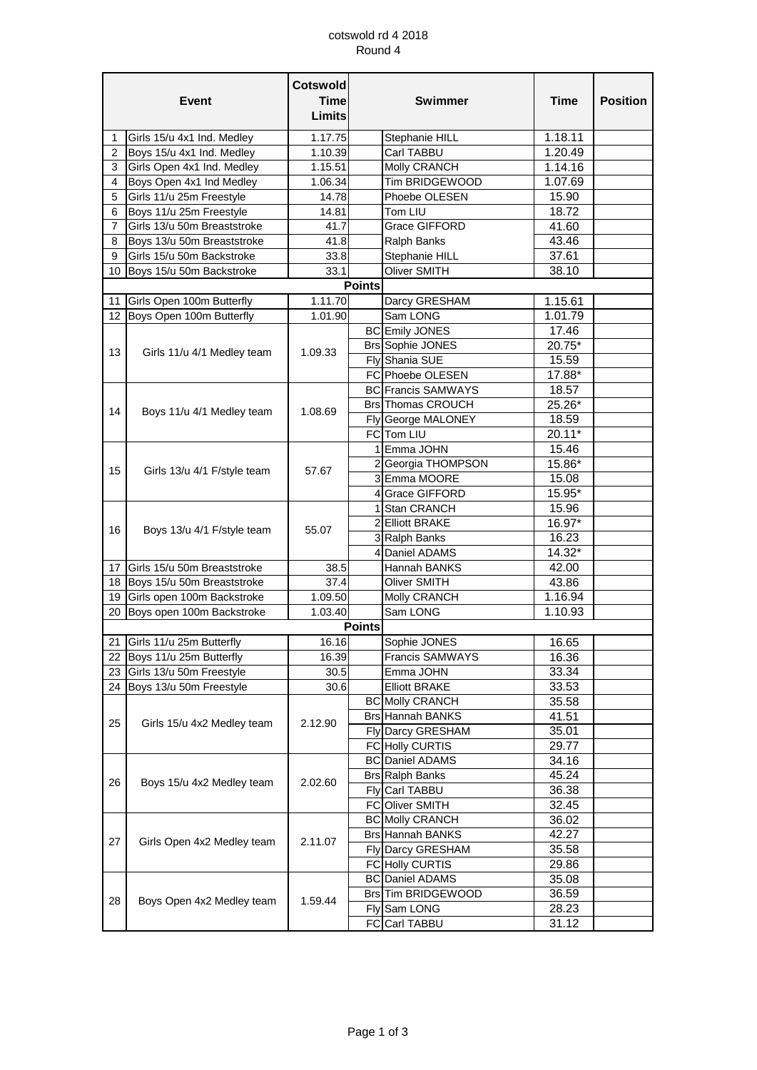cotswold rd 4 2018

Round 4

| | Event | Cotswold Time Limits | | Swimmer | Time | Position |
|---|---|---|---|---|---|---|
| 1 | Girls 15/u 4x1 Ind. Medley | 1.17.75 | | Stephanie HILL | 1.18.11 | |
| 2 | Boys 15/u 4x1 Ind. Medley | 1.10.39 | | Carl TABBU | 1.20.49 | |
| 3 | Girls Open 4x1 Ind. Medley | 1.15.51 | | Molly CRANCH | 1.14.16 | |
| 4 | Boys Open 4x1 Ind Medley | 1.06.34 | | Tim BRIDGEWOOD | 1.07.69 | |
| 5 | Girls 11/u 25m Freestyle | 14.78 | | Phoebe OLESEN | 15.90 | |
| 6 | Boys 11/u 25m Freestyle | 14.81 | | Tom LIU | 18.72 | |
| 7 | Girls 13/u 50m Breaststroke | 41.7 | | Grace GIFFORD | 41.60 | |
| 8 | Boys 13/u 50m Breaststroke | 41.8 | | Ralph Banks | 43.46 | |
| 9 | Girls 15/u 50m Backstroke | 33.8 | | Stephanie HILL | 37.61 | |
| 10 | Boys 15/u 50m Backstroke | 33.1 | | Oliver SMITH | 38.10 | |
| | | | Points | | | |
| 11 | Girls Open 100m Butterfly | 1.11.70 | | Darcy GRESHAM | 1.15.61 | |
| 12 | Boys Open 100m Butterfly | 1.01.90 | | Sam LONG | 1.01.79 | |
| 13 | Girls 11/u 4/1 Medley team | 1.09.33 | BC | Emily JONES | 17.46 | |
| | | | Brs | Sophie JONES | 20.75* | |
| | | | Fly | Shania SUE | 15.59 | |
| | | | FC | Phoebe OLESEN | 17.88* | |
| 14 | Boys 11/u 4/1 Medley team | 1.08.69 | BC | Francis SAMWAYS | 18.57 | |
| | | | Brs | Thomas CROUCH | 25.26* | |
| | | | Fly | George MALONEY | 18.59 | |
| | | | FC | Tom LIU | 20.11* | |
| 15 | Girls 13/u 4/1 F/style team | 57.67 | 1 | Emma JOHN | 15.46 | |
| | | | 2 | Georgia THOMPSON | 15.86* | |
| | | | 3 | Emma MOORE | 15.08 | |
| | | | 4 | Grace GIFFORD | 15.95* | |
| 16 | Boys 13/u 4/1 F/style team | 55.07 | 1 | Stan CRANCH | 15.96 | |
| | | | 2 | Elliott BRAKE | 16.97* | |
| | | | 3 | Ralph Banks | 16.23 | |
| | | | 4 | Daniel ADAMS | 14.32* | |
| 17 | Girls 15/u 50m Breaststroke | 38.5 | | Hannah BANKS | 42.00 | |
| 18 | Boys 15/u 50m Breaststroke | 37.4 | | Oliver SMITH | 43.86 | |
| 19 | Girls open 100m Backstroke | 1.09.50 | | Molly CRANCH | 1.16.94 | |
| 20 | Boys open 100m Backstroke | 1.03.40 | | Sam LONG | 1.10.93 | |
| | | | Points | | | |
| 21 | Girls 11/u 25m Butterfly | 16.16 | | Sophie JONES | 16.65 | |
| 22 | Boys 11/u 25m Butterfly | 16.39 | | Francis SAMWAYS | 16.36 | |
| 23 | Girls 13/u 50m Freestyle | 30.5 | | Emma JOHN | 33.34 | |
| 24 | Boys 13/u 50m Freestyle | 30.6 | | Elliott BRAKE | 33.53 | |
| 25 | Girls 15/u 4x2 Medley team | 2.12.90 | BC | Molly CRANCH | 35.58 | |
| | | | Brs | Hannah BANKS | 41.51 | |
| | | | Fly | Darcy GRESHAM | 35.01 | |
| | | | FC | Holly CURTIS | 29.77 | |
| 26 | Boys 15/u 4x2 Medley team | 2.02.60 | BC | Daniel ADAMS | 34.16 | |
| | | | Brs | Ralph Banks | 45.24 | |
| | | | Fly | Carl TABBU | 36.38 | |
| | | | FC | Oliver SMITH | 32.45 | |
| 27 | Girls Open 4x2 Medley team | 2.11.07 | BC | Molly CRANCH | 36.02 | |
| | | | Brs | Hannah BANKS | 42.27 | |
| | | | Fly | Darcy GRESHAM | 35.58 | |
| | | | FC | Holly CURTIS | 29.86 | |
| 28 | Boys Open 4x2 Medley team | 1.59.44 | BC | Daniel ADAMS | 35.08 | |
| | | | Brs | Tim BRIDGEWOOD | 36.59 | |
| | | | Fly | Sam LONG | 28.23 | |
| | | | FC | Carl TABBU | 31.12 | |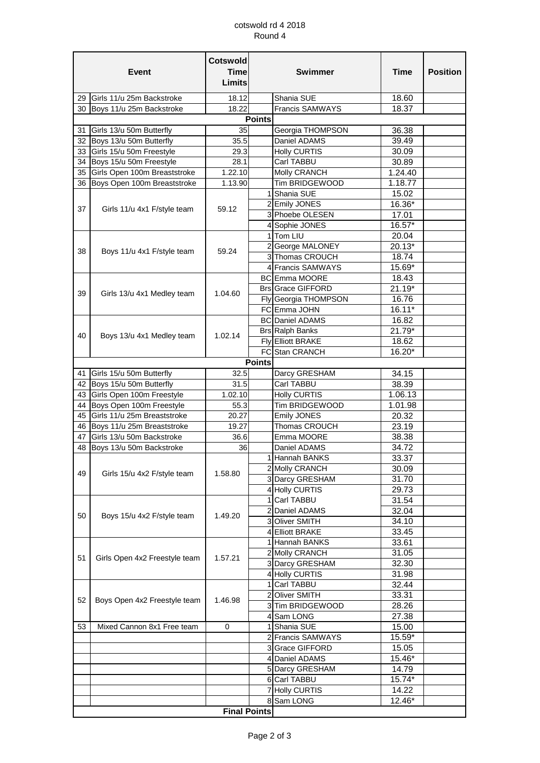cotswold rd 4 2018

Round 4

| | Event | Cotswold Time Limits | | Swimmer | Time | Position |
|---|---|---|---|---|---|---|
| 29 | Girls 11/u 25m Backstroke | 18.12 | | Shania SUE | 18.60 | |
| 30 | Boys 11/u 25m Backstroke | 18.22 | | Francis SAMWAYS | 18.37 | |
| | | | Points | | | |
| 31 | Girls 13/u 50m Butterfly | 35 | | Georgia THOMPSON | 36.38 | |
| 32 | Boys 13/u 50m Butterfly | 35.5 | | Daniel ADAMS | 39.49 | |
| 33 | Girls 15/u 50m Freestyle | 29.3 | | Holly CURTIS | 30.09 | |
| 34 | Boys 15/u 50m Freestyle | 28.1 | | Carl TABBU | 30.89 | |
| 35 | Girls Open 100m Breaststroke | 1.22.10 | | Molly CRANCH | 1.24.40 | |
| 36 | Boys Open 100m Breaststroke | 1.13.90 | | Tim BRIDGEWOOD | 1.18.77 | |
| 37 | Girls 11/u 4x1 F/style team | 59.12 | 1 | Shania SUE | 15.02 | |
| | | | 2 | Emily JONES | 16.36* | |
| | | | 3 | Phoebe OLESEN | 17.01 | |
| | | | 4 | Sophie JONES | 16.57* | |
| 38 | Boys 11/u 4x1 F/style team | 59.24 | 1 | Tom LIU | 20.04 | |
| | | | 2 | George MALONEY | 20.13* | |
| | | | 3 | Thomas CROUCH | 18.74 | |
| | | | 4 | Francis SAMWAYS | 15.69* | |
| 39 | Girls 13/u 4x1 Medley team | 1.04.60 | BC | Emma MOORE | 18.43 | |
| | | | Brs | Grace GIFFORD | 21.19* | |
| | | | Fly | Georgia THOMPSON | 16.76 | |
| | | | FC | Emma JOHN | 16.11* | |
| 40 | Boys 13/u 4x1 Medley team | 1.02.14 | BC | Daniel ADAMS | 16.82 | |
| | | | Brs | Ralph Banks | 21.79* | |
| | | | Fly | Elliott BRAKE | 18.62 | |
| | | | FC | Stan CRANCH | 16.20* | |
| | | | Points | | | |
| 41 | Girls 15/u 50m Butterfly | 32.5 | | Darcy GRESHAM | 34.15 | |
| 42 | Boys 15/u 50m Butterfly | 31.5 | | Carl TABBU | 38.39 | |
| 43 | Girls Open 100m Freestyle | 1.02.10 | | Holly CURTIS | 1.06.13 | |
| 44 | Boys Open 100m Freestyle | 55.3 | | Tim BRIDGEWOOD | 1.01.98 | |
| 45 | Girls 11/u 25m Breaststroke | 20.27 | | Emily JONES | 20.32 | |
| 46 | Boys 11/u 25m Breaststroke | 19.27 | | Thomas CROUCH | 23.19 | |
| 47 | Girls 13/u 50m Backstroke | 36.6 | | Emma MOORE | 38.38 | |
| 48 | Boys 13/u 50m Backstroke | 36 | | Daniel ADAMS | 34.72 | |
| 49 | Girls 15/u 4x2 F/style team | 1.58.80 | 1 | Hannah BANKS | 33.37 | |
| | | | 2 | Molly CRANCH | 30.09 | |
| | | | 3 | Darcy GRESHAM | 31.70 | |
| | | | 4 | Holly CURTIS | 29.73 | |
| 50 | Boys 15/u 4x2 F/style team | 1.49.20 | 1 | Carl TABBU | 31.54 | |
| | | | 2 | Daniel ADAMS | 32.04 | |
| | | | 3 | Oliver SMITH | 34.10 | |
| | | | 4 | Elliott BRAKE | 33.45 | |
| 51 | Girls Open 4x2 Freestyle team | 1.57.21 | 1 | Hannah BANKS | 33.61 | |
| | | | 2 | Molly CRANCH | 31.05 | |
| | | | 3 | Darcy GRESHAM | 32.30 | |
| | | | 4 | Holly CURTIS | 31.98 | |
| 52 | Boys Open 4x2 Freestyle team | 1.46.98 | 1 | Carl TABBU | 32.44 | |
| | | | 2 | Oliver SMITH | 33.31 | |
| | | | 3 | Tim BRIDGEWOOD | 28.26 | |
| | | | 4 | Sam LONG | 27.38 | |
| 53 | Mixed Cannon 8x1 Free team | 0 | 1 | Shania SUE | 15.00 | |
| | | | 2 | Francis SAMWAYS | 15.59* | |
| | | | 3 | Grace GIFFORD | 15.05 | |
| | | | 4 | Daniel ADAMS | 15.46* | |
| | | | 5 | Darcy GRESHAM | 14.79 | |
| | | | 6 | Carl TABBU | 15.74* | |
| | | | 7 | Holly CURTIS | 14.22 | |
| | | | 8 | Sam LONG | 12.46* | |
| | | Final Points | | | | |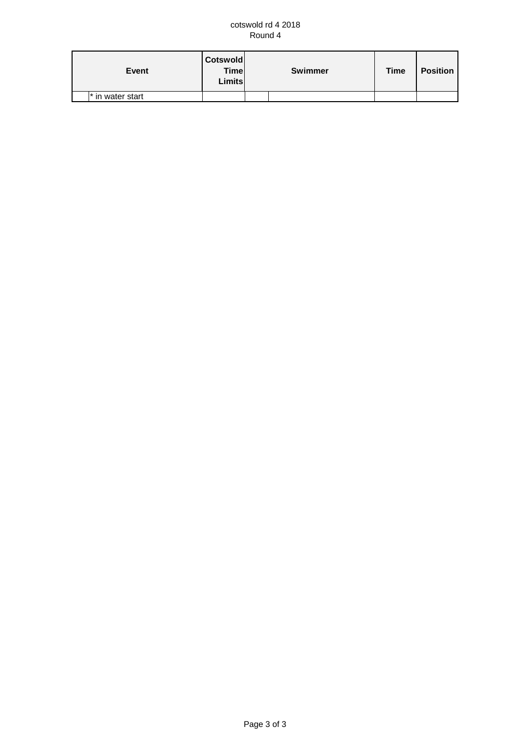cotswold rd 4 2018
Round 4

| Event | | Cotswold Time Limits | Swimmer | | Time | Position |
|---|---|---|---|---|---|---|
| | * in water start | | | | | |